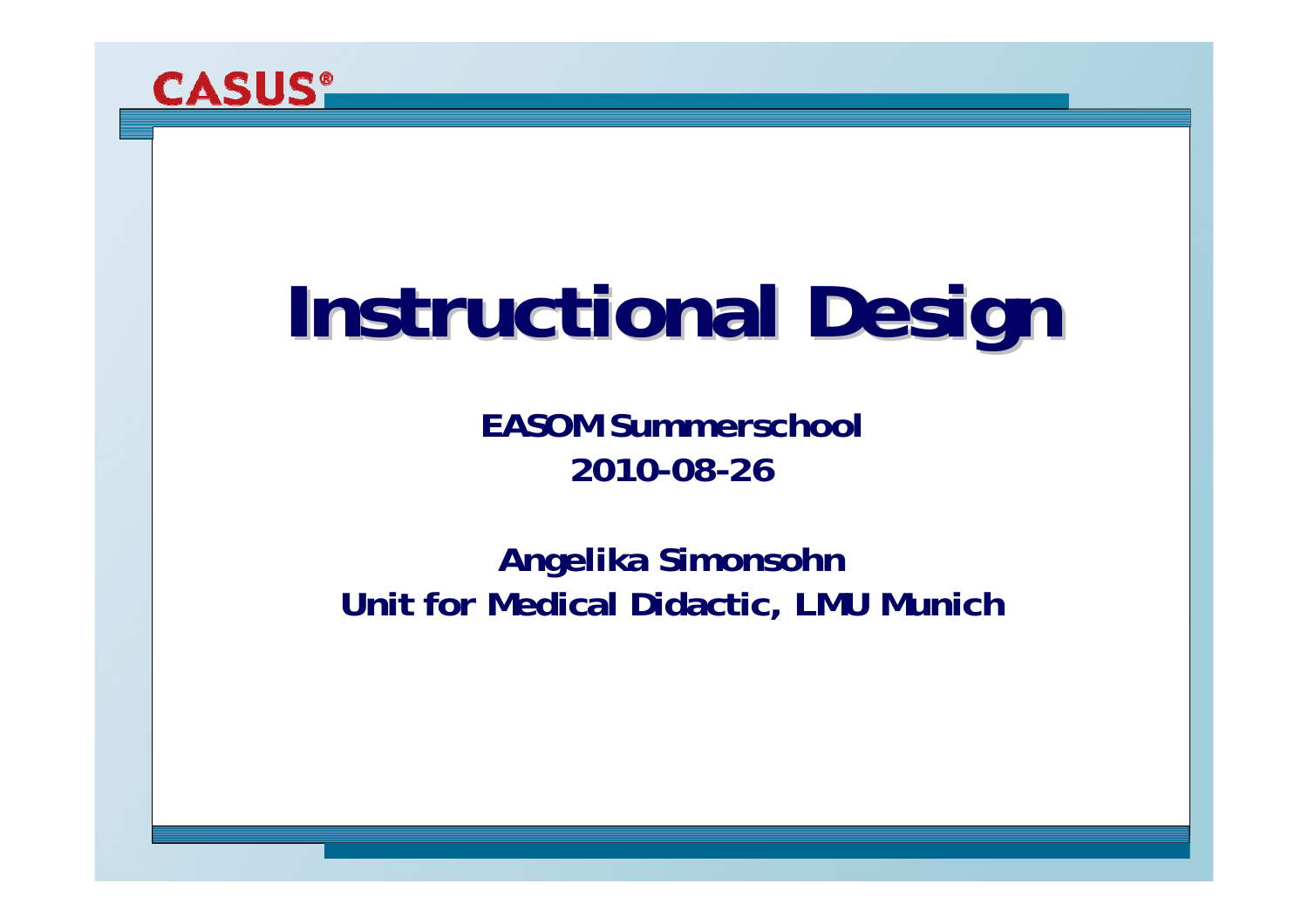CASUS®

# Instructional Design

**EASOM Summerschool**
**2010-08-26**

**Angelika Simonsohn**
**Unit for Medical Didactic, LMU Munich**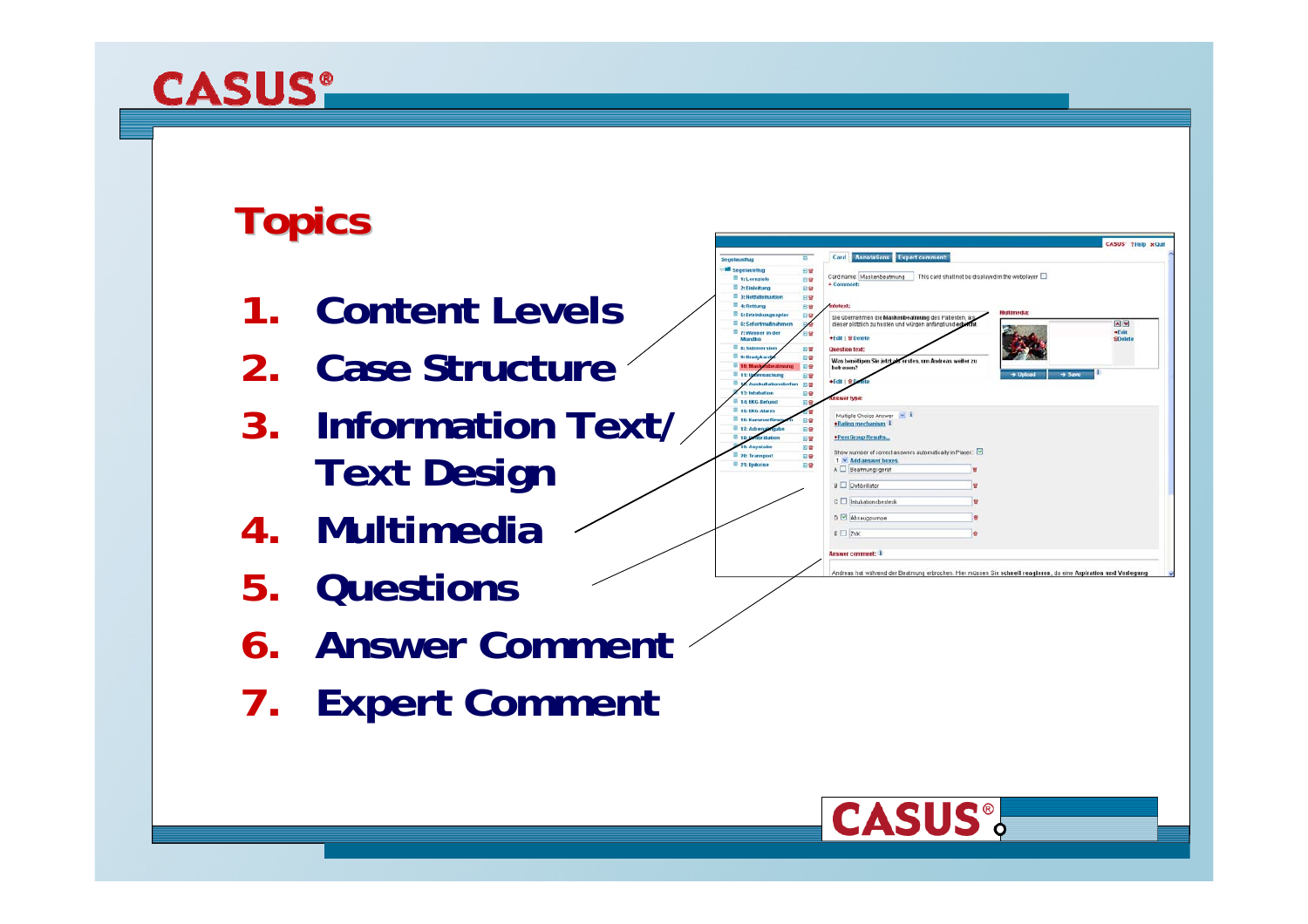## Topics

1. Content Levels
2. Case Structure
3. Information Text/ Text Design
4. Multimedia
5. Questions
6. Answer Comment
7. Expert Comment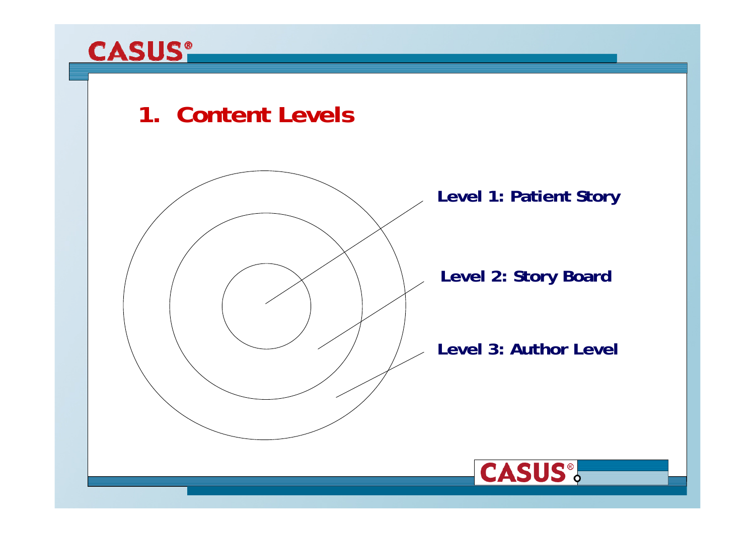# 1. Content Levels

Level 1: Patient Story

Level 2: Story Board

Level 3: Author Level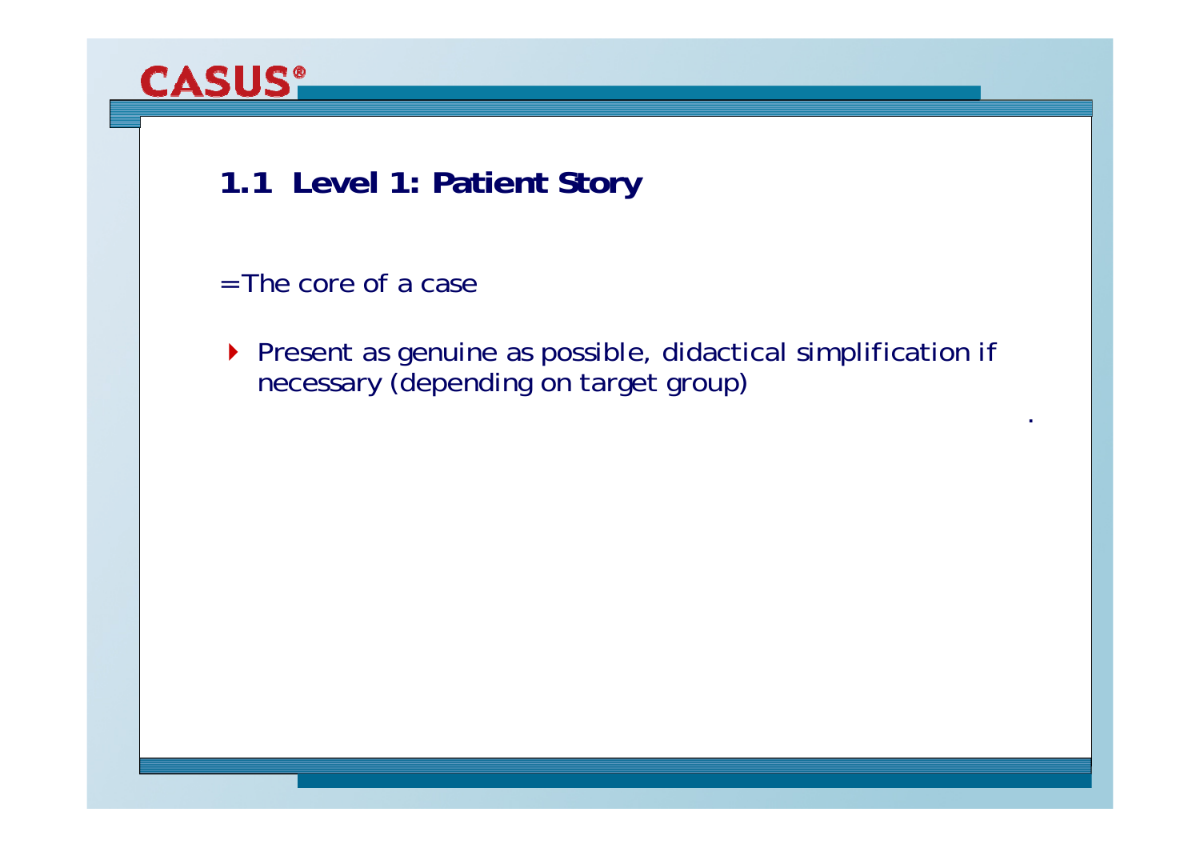## 1.1 Level 1: Patient Story

=The core of a case

- Present as genuine as possible, didactical simplification if necessary (depending on target group)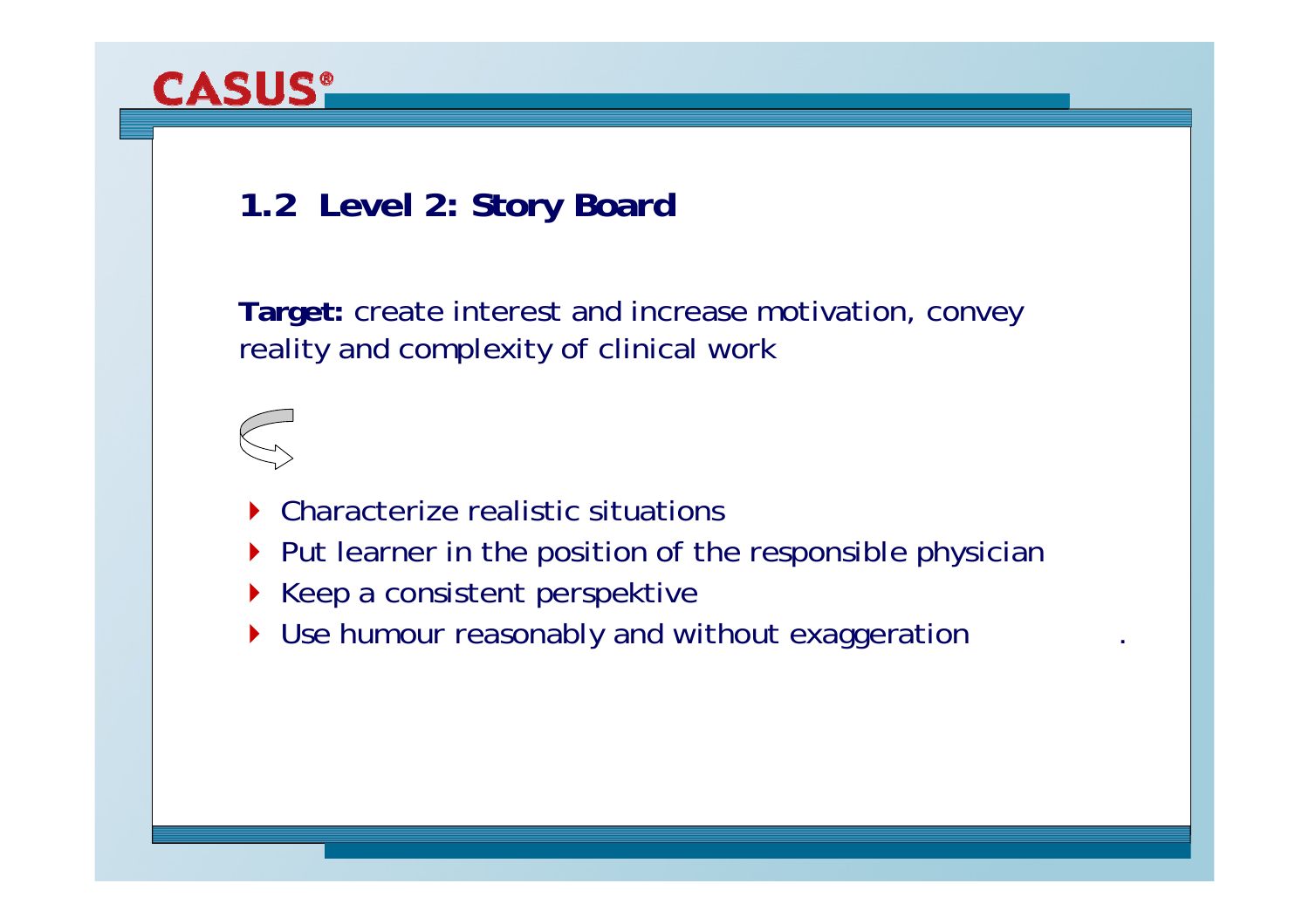## 1.2 Level 2: Story Board

**Target:** create interest and increase motivation, convey reality and complexity of clinical work

- Characterize realistic situations
- Put learner in the position of the responsible physician
- Keep a consistent perspektive
- Use humour reasonably and without exaggeration .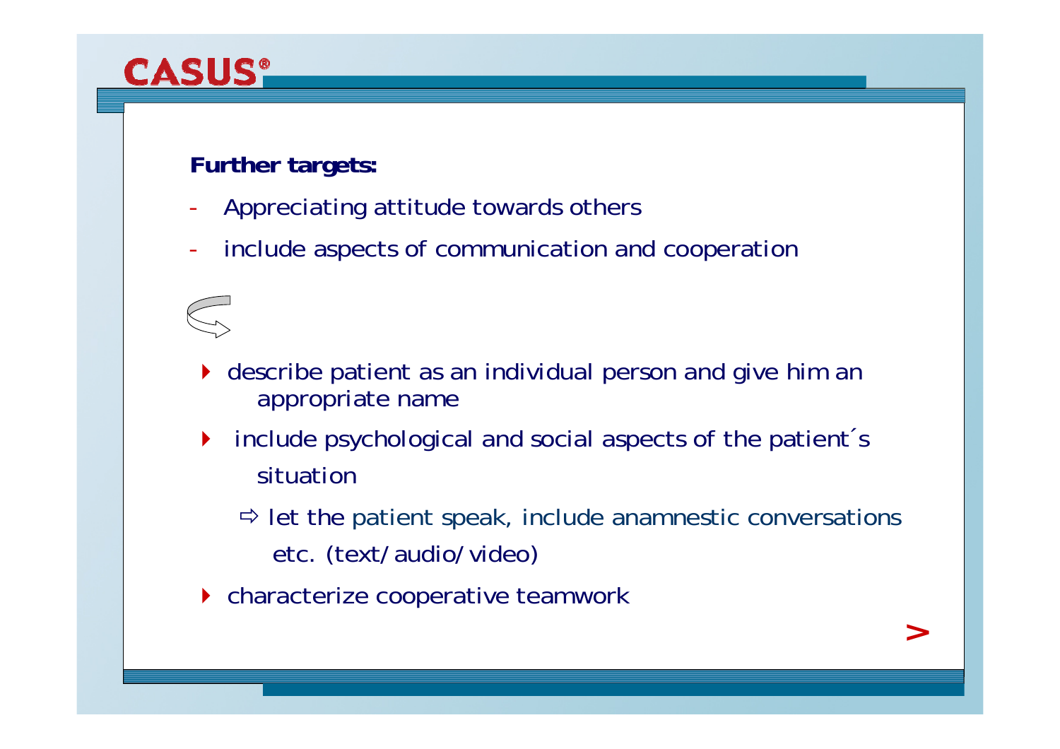**Further targets:**

- Appreciating attitude towards others
- include aspects of communication and cooperation

- describe patient as an individual person and give him an appropriate name
- include psychological and social aspects of the patient´s situation
  - ⇨ let the patient speak, include anamnestic conversations etc. (text/audio/video)
- characterize cooperative teamwork

>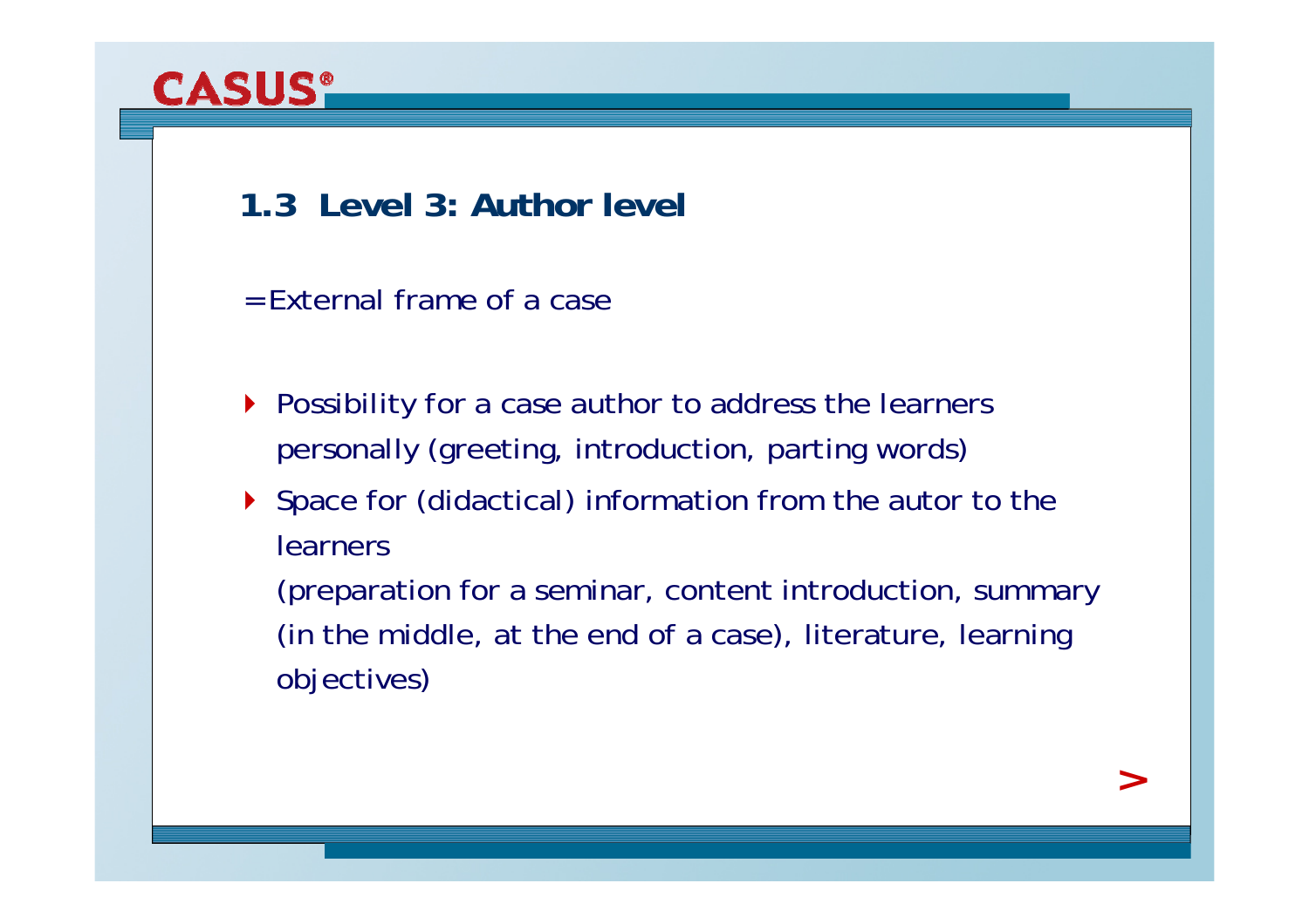## 1.3 Level 3: Author level

=External frame of a case

- Possibility for a case author to address the learners personally (greeting, introduction, parting words)
- Space for (didactical) information from the autor to the learners
  (preparation for a seminar, content introduction, summary (in the middle, at the end of a case), literature, learning objectives)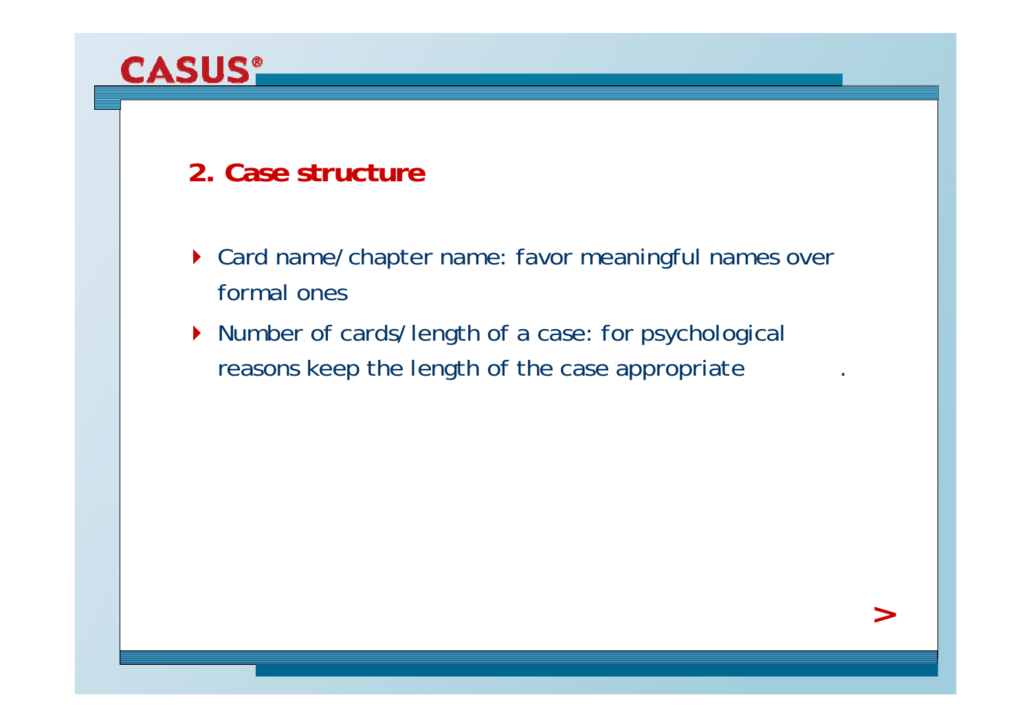## 2. Case structure

- Card name/chapter name: favor meaningful names over formal ones
- Number of cards/length of a case: for psychological reasons keep the length of the case appropriate .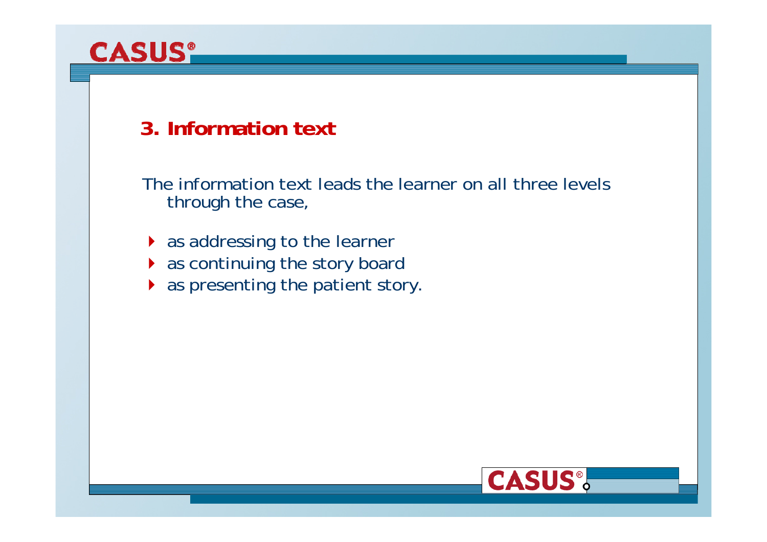## 3. Information text

The information text leads the learner on all three levels through the case,

- as addressing to the learner
- as continuing the story board
- as presenting the patient story.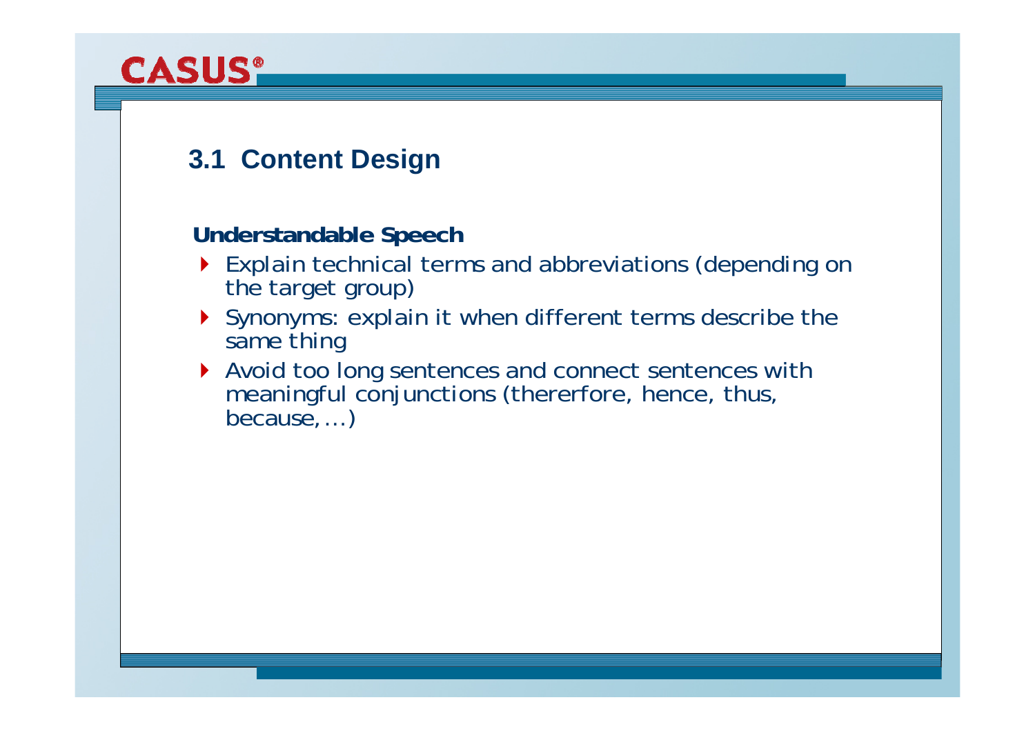## 3.1 Content Design

**Understandable Speech**

- Explain technical terms and abbreviations (depending on the target group)
- Synonyms: explain it when different terms describe the same thing
- Avoid too long sentences and connect sentences with meaningful conjunctions (thererfore, hence, thus, because, …)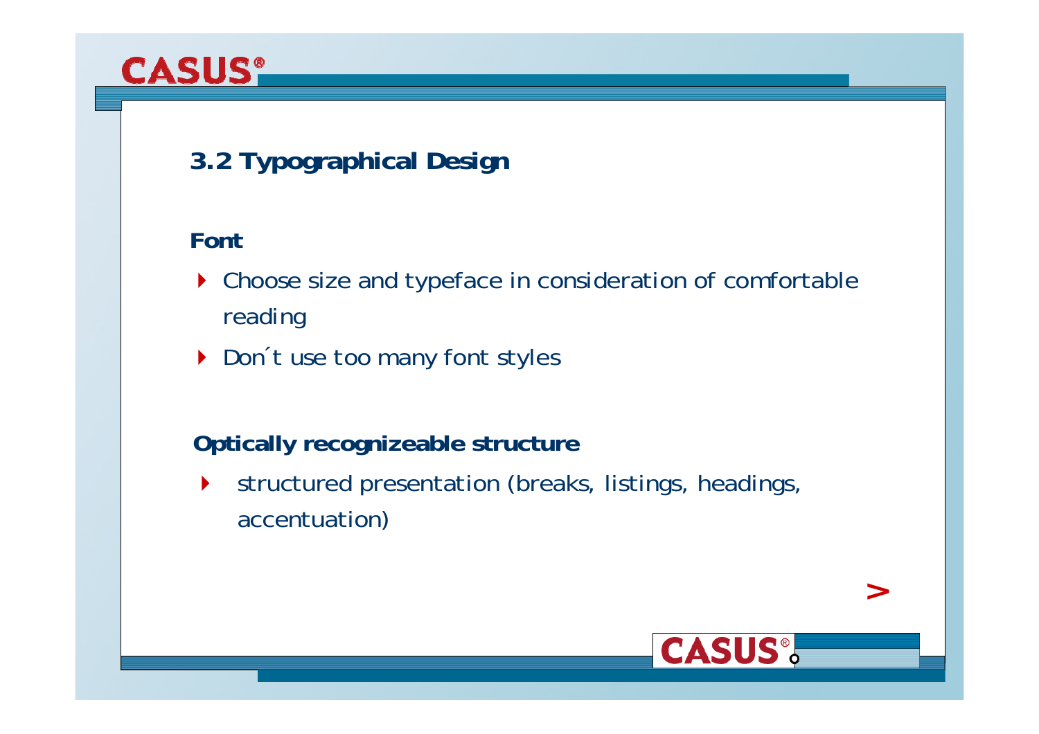## 3.2 Typographical Design

### Font

- Choose size and typeface in consideration of comfortable reading
- Don´t use too many font styles

### Optically recognizeable structure

- structured presentation (breaks, listings, headings, accentuation)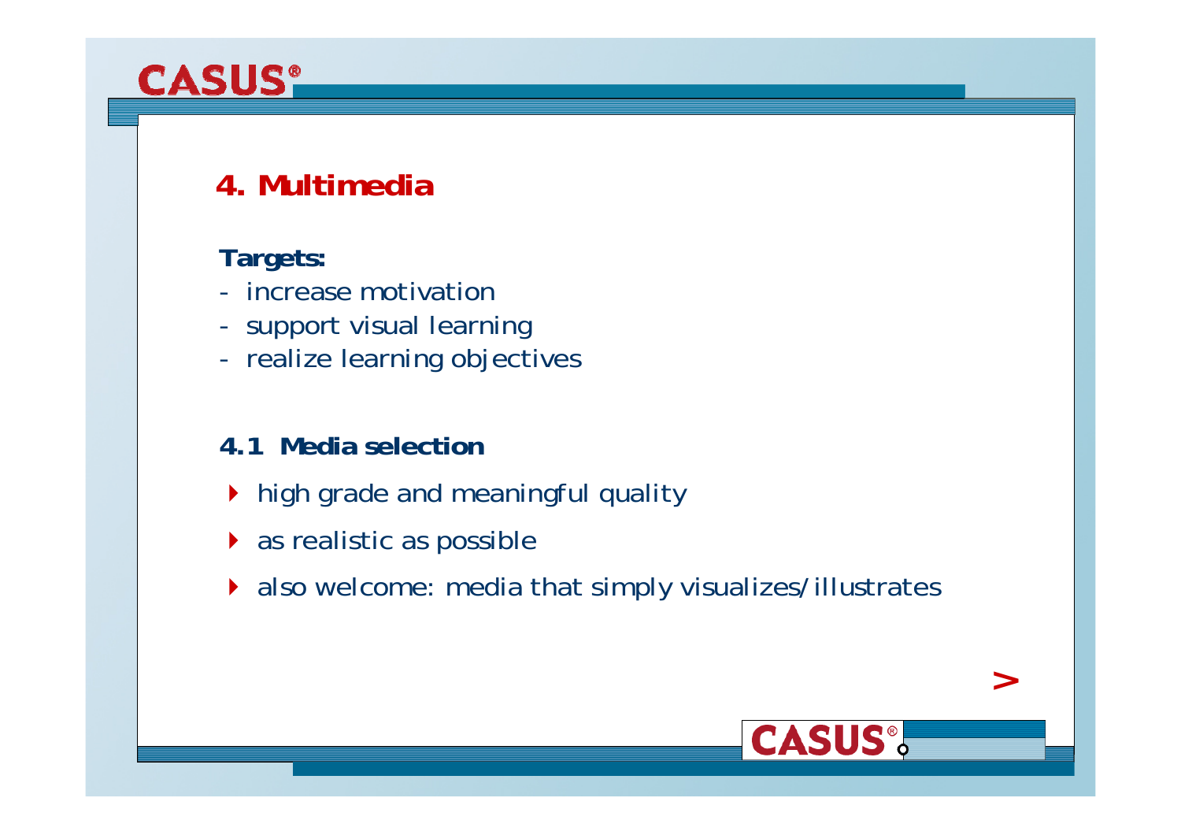## 4. Multimedia

**Targets:**

- increase motivation
- support visual learning
- realize learning objectives

### 4.1 Media selection

- high grade and meaningful quality
- as realistic as possible
- also welcome: media that simply visualizes/illustrates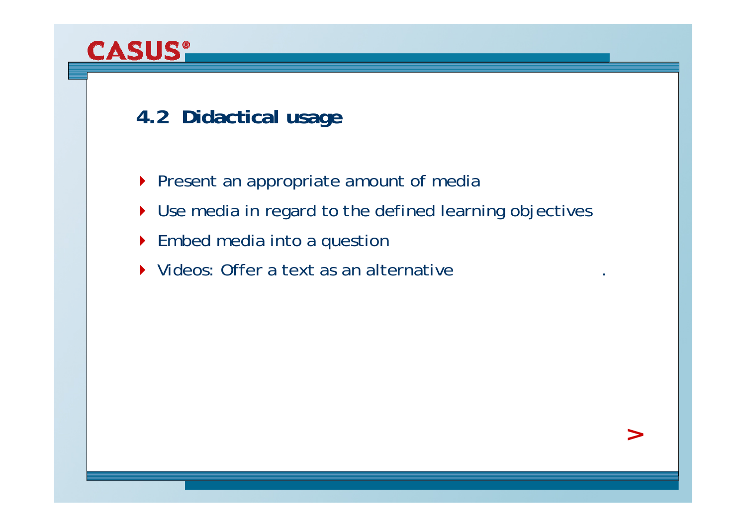## 4.2 Didactical usage

- Present an appropriate amount of media
- Use media in regard to the defined learning objectives
- Embed media into a question
- Videos: Offer a text as an alternative .

>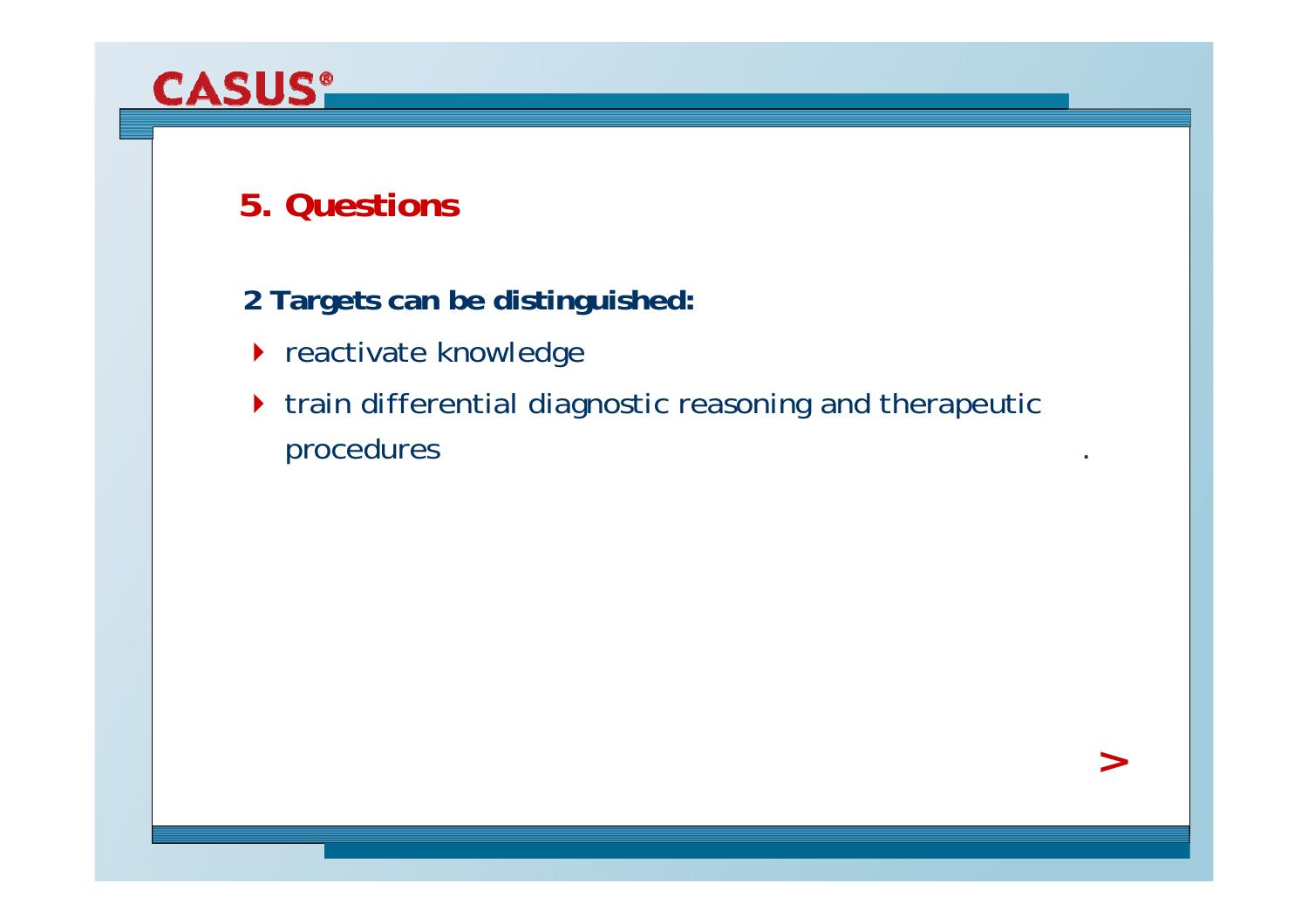## 5. Questions

**2 Targets can be distinguished:**

- reactivate knowledge
- train differential diagnostic reasoning and therapeutic procedures .

>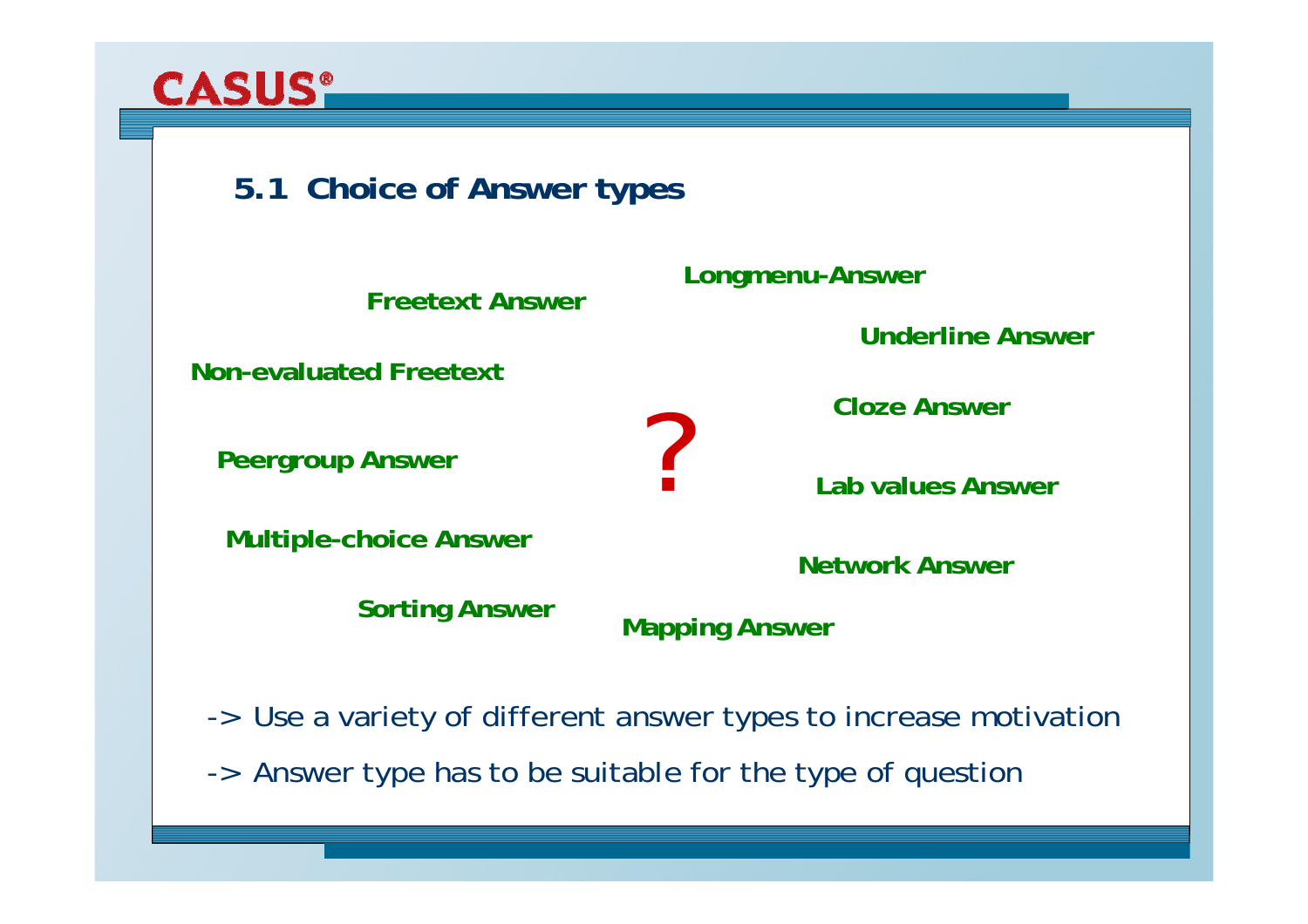## 5.1 Choice of Answer types

**Longmenu-Answer**

**Freetext Answer**

**Underline Answer**

**Non-evaluated Freetext**

**Cloze Answer**

?

**Peergroup Answer**

**Lab values Answer**

**Multiple-choice Answer**

**Network Answer**

**Sorting Answer**

**Mapping Answer**

-> Use a variety of different answer types to increase motivation

-> Answer type has to be suitable for the type of question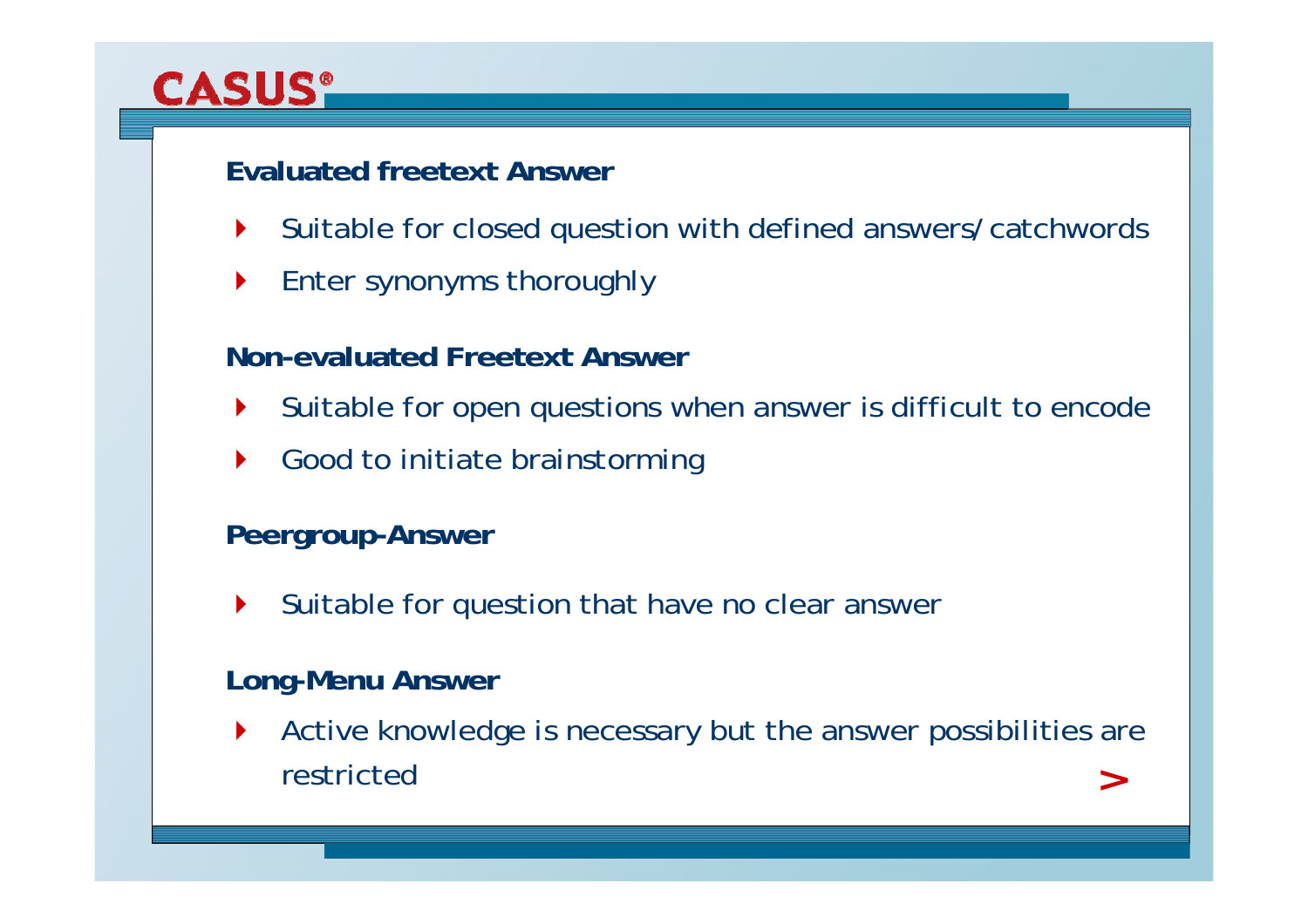**Evaluated freetext Answer**

- Suitable for closed question with defined answers/catchwords
- Enter synonyms thoroughly

**Non-evaluated Freetext Answer**

- Suitable for open questions when answer is difficult to encode
- Good to initiate brainstorming

**Peergroup-Answer**

- Suitable for question that have no clear answer

**Long-Menu Answer**

- Active knowledge is necessary but the answer possibilities are restricted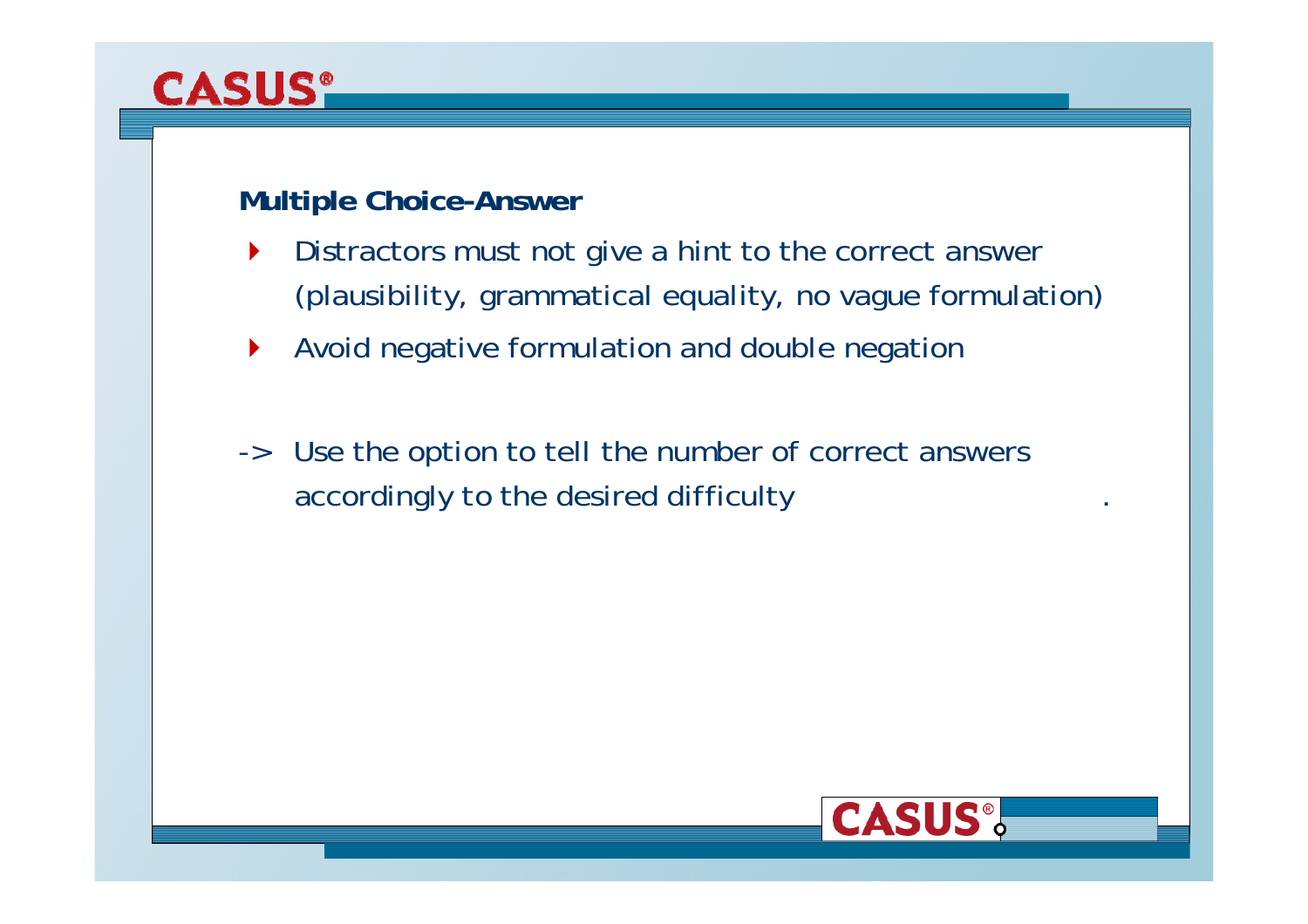### Multiple Choice-Answer

- Distractors must not give a hint to the correct answer (plausibility, grammatical equality, no vague formulation)
- Avoid negative formulation and double negation

-> Use the option to tell the number of correct answers accordingly to the desired difficulty .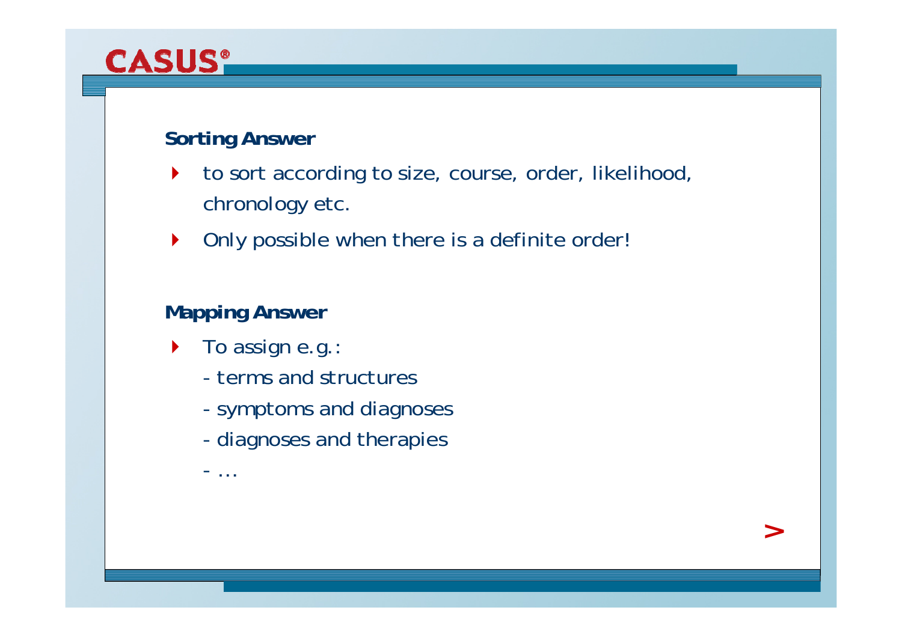### Sorting Answer

- to sort according to size, course, order, likelihood, chronology etc.
- Only possible when there is a definite order!

### Mapping Answer

- To assign e.g.:
  - terms and structures
  - symptoms and diagnoses
  - diagnoses and therapies
  - …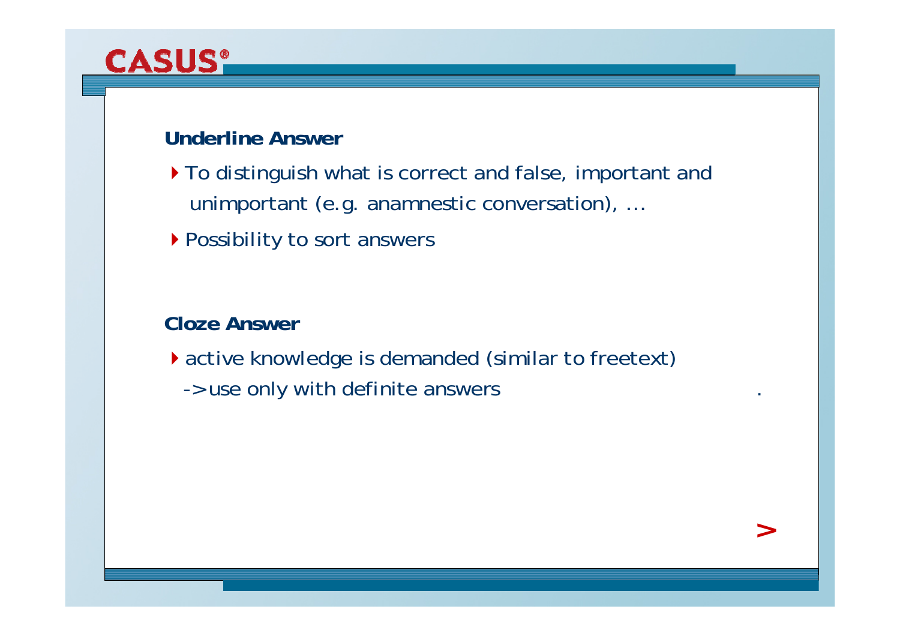**Underline Answer**

- To distinguish what is correct and false, important and unimportant (e.g. anamnestic conversation), …
- Possibility to sort answers

**Cloze Answer**

- active knowledge is demanded (similar to freetext)
  ->use only with definite answers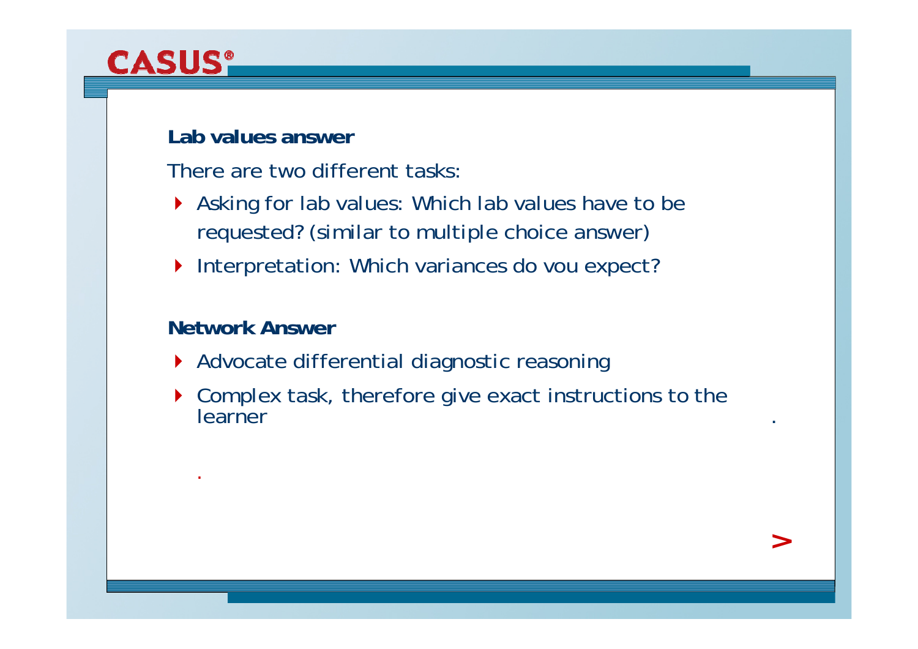**Lab values answer**

There are two different tasks:

- Asking for lab values: Which lab values have to be requested? (similar to multiple choice answer)
- Interpretation: Which variances do vou expect?

**Network Answer**

- Advocate differential diagnostic reasoning
- Complex task, therefore give exact instructions to the learner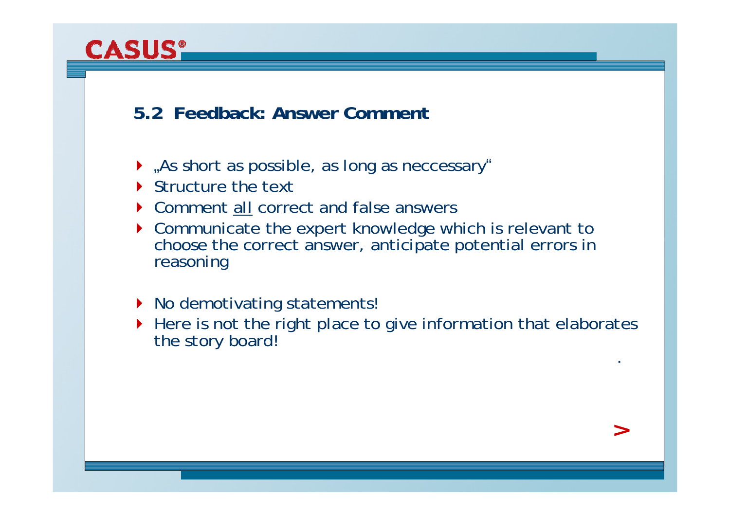## 5.2 Feedback: Answer Comment

- „As short as possible, as long as neccessary“
- Structure the text
- Comment <u>all</u> correct and false answers
- Communicate the expert knowledge which is relevant to choose the correct answer, anticipate potential errors in reasoning

- No demotivating statements!
- Here is not the right place to give information that elaborates the story board!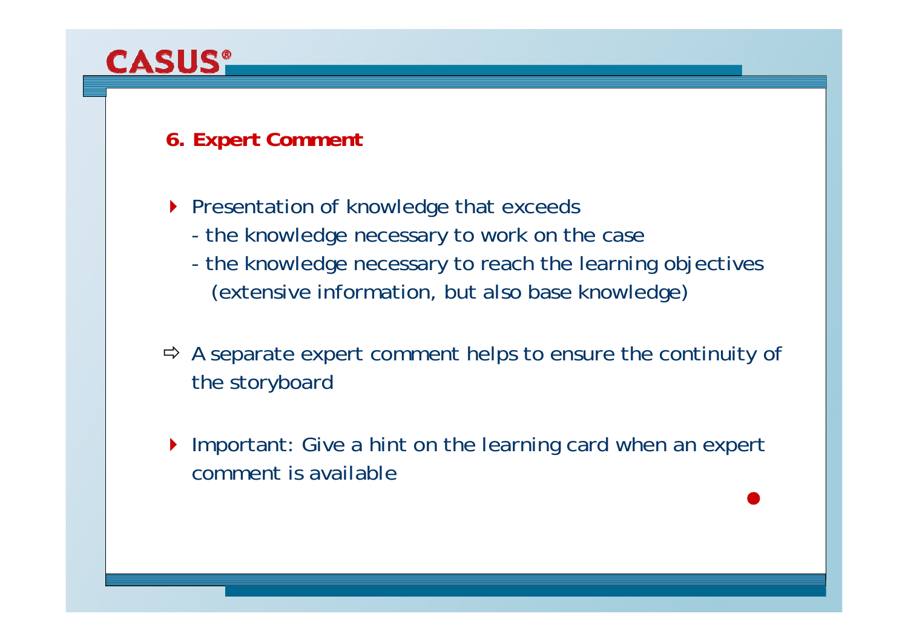## 6. Expert Comment

- Presentation of knowledge that exceeds
  - the knowledge necessary to work on the case
  - the knowledge necessary to reach the learning objectives (extensive information, but also base knowledge)

⇨ A separate expert comment helps to ensure the continuity of the storyboard

- Important: Give a hint on the learning card when an expert comment is available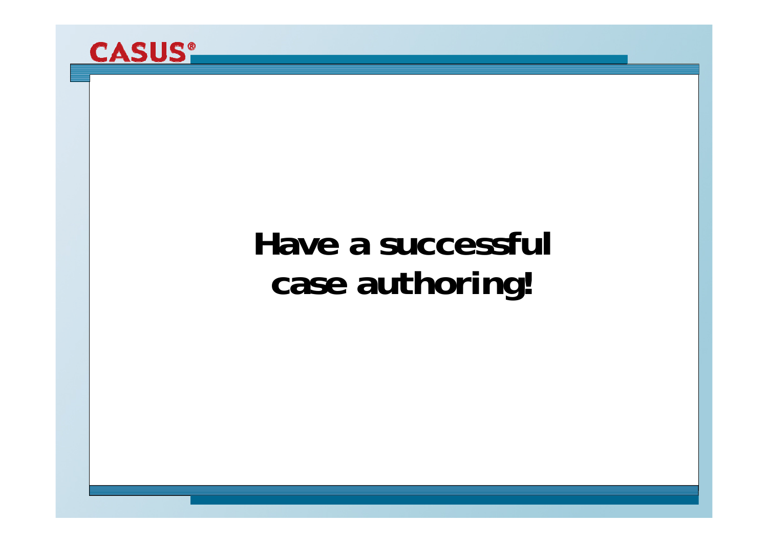# Have a successful case authoring!